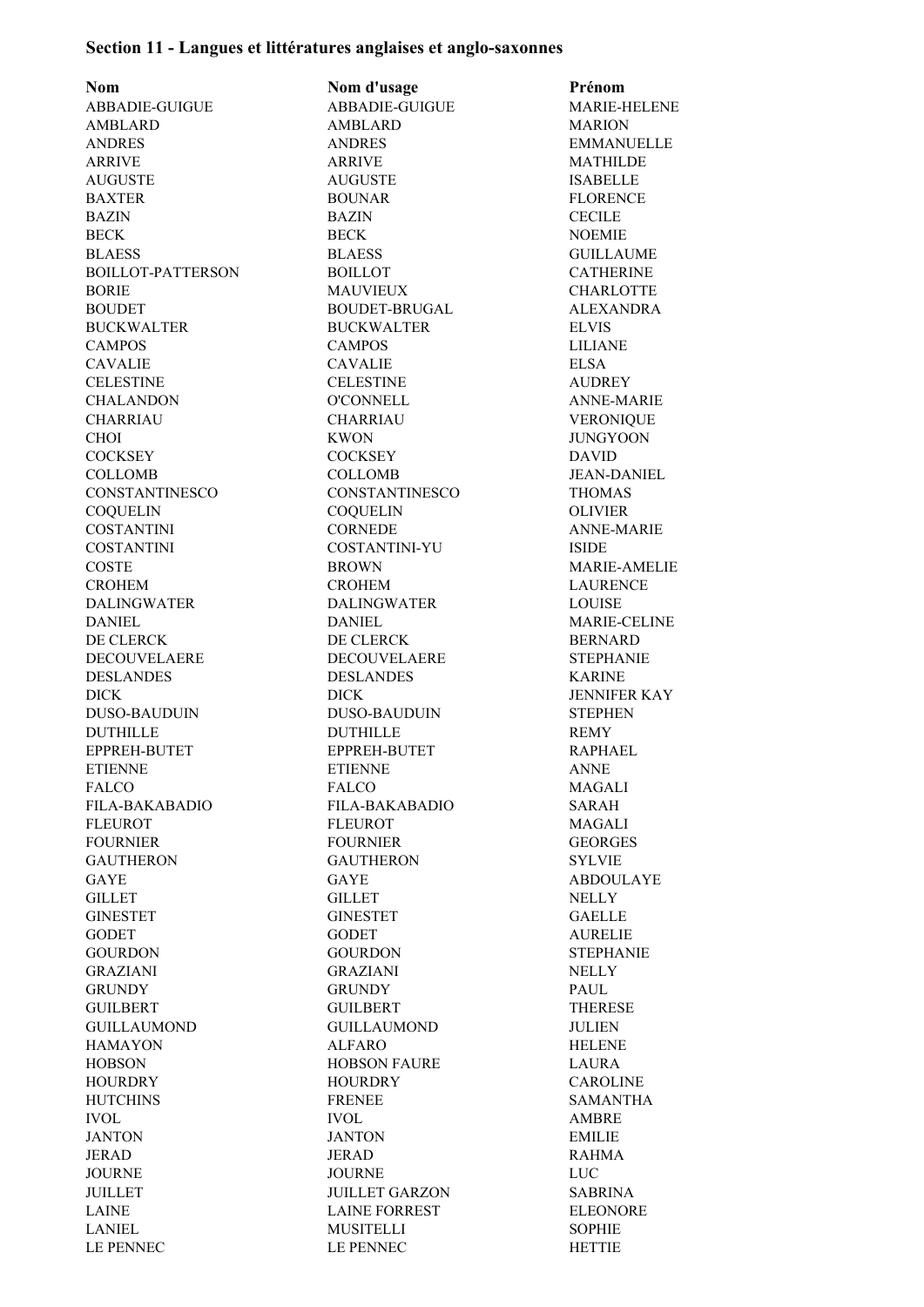### Section 11 - Langues et littératures anglaises et anglo-saxonnes

| Nom | Nom d'usage | Prénom |
|---|---|---|
| ABBADIE-GUIGUE | ABBADIE-GUIGUE | MARIE-HELENE |
| AMBLARD | AMBLARD | MARION |
| ANDRES | ANDRES | EMMANUELLE |
| ARRIVE | ARRIVE | MATHILDE |
| AUGUSTE | AUGUSTE | ISABELLE |
| BAXTER | BOUNAR | FLORENCE |
| BAZIN | BAZIN | CECILE |
| BECK | BECK | NOEMIE |
| BLAESS | BLAESS | GUILLAUME |
| BOILLOT-PATTERSON | BOILLOT | CATHERINE |
| BORIE | MAUVIEUX | CHARLOTTE |
| BOUDET | BOUDET-BRUGAL | ALEXANDRA |
| BUCKWALTER | BUCKWALTER | ELVIS |
| CAMPOS | CAMPOS | LILIANE |
| CAVALIE | CAVALIE | ELSA |
| CELESTINE | CELESTINE | AUDREY |
| CHALANDON | O'CONNELL | ANNE-MARIE |
| CHARRIAU | CHARRIAU | VERONIQUE |
| CHOI | KWON | JUNGYOON |
| COCKSEY | COCKSEY | DAVID |
| COLLOMB | COLLOMB | JEAN-DANIEL |
| CONSTANTINESCO | CONSTANTINESCO | THOMAS |
| COQUELIN | COQUELIN | OLIVIER |
| COSTANTINI | CORNEDE | ANNE-MARIE |
| COSTANTINI | COSTANTINI-YU | ISIDE |
| COSTE | BROWN | MARIE-AMELIE |
| CROHEM | CROHEM | LAURENCE |
| DALINGWATER | DALINGWATER | LOUISE |
| DANIEL | DANIEL | MARIE-CELINE |
| DE CLERCK | DE CLERCK | BERNARD |
| DECOUVELAERE | DECOUVELAERE | STEPHANIE |
| DESLANDES | DESLANDES | KARINE |
| DICK | DICK | JENNIFER KAY |
| DUSO-BAUDUIN | DUSO-BAUDUIN | STEPHEN |
| DUTHILLE | DUTHILLE | REMY |
| EPPREH-BUTET | EPPREH-BUTET | RAPHAEL |
| ETIENNE | ETIENNE | ANNE |
| FALCO | FALCO | MAGALI |
| FILA-BAKABADIO | FILA-BAKABADIO | SARAH |
| FLEUROT | FLEUROT | MAGALI |
| FOURNIER | FOURNIER | GEORGES |
| GAUTHERON | GAUTHERON | SYLVIE |
| GAYE | GAYE | ABDOULAYE |
| GILLET | GILLET | NELLY |
| GINESTET | GINESTET | GAELLE |
| GODET | GODET | AURELIE |
| GOURDON | GOURDON | STEPHANIE |
| GRAZIANI | GRAZIANI | NELLY |
| GRUNDY | GRUNDY | PAUL |
| GUILBERT | GUILBERT | THERESE |
| GUILLAUMOND | GUILLAUMOND | JULIEN |
| HAMAYON | ALFARO | HELENE |
| HOBSON | HOBSON FAURE | LAURA |
| HOURDRY | HOURDRY | CAROLINE |
| HUTCHINS | FRENEE | SAMANTHA |
| IVOL | IVOL | AMBRE |
| JANTON | JANTON | EMILIE |
| JERAD | JERAD | RAHMA |
| JOURNE | JOURNE | LUC |
| JUILLET | JUILLET GARZON | SABRINA |
| LAINE | LAINE FORREST | ELEONORE |
| LANIEL | MUSITELLI | SOPHIE |
| LE PENNEC | LE PENNEC | HETTIE |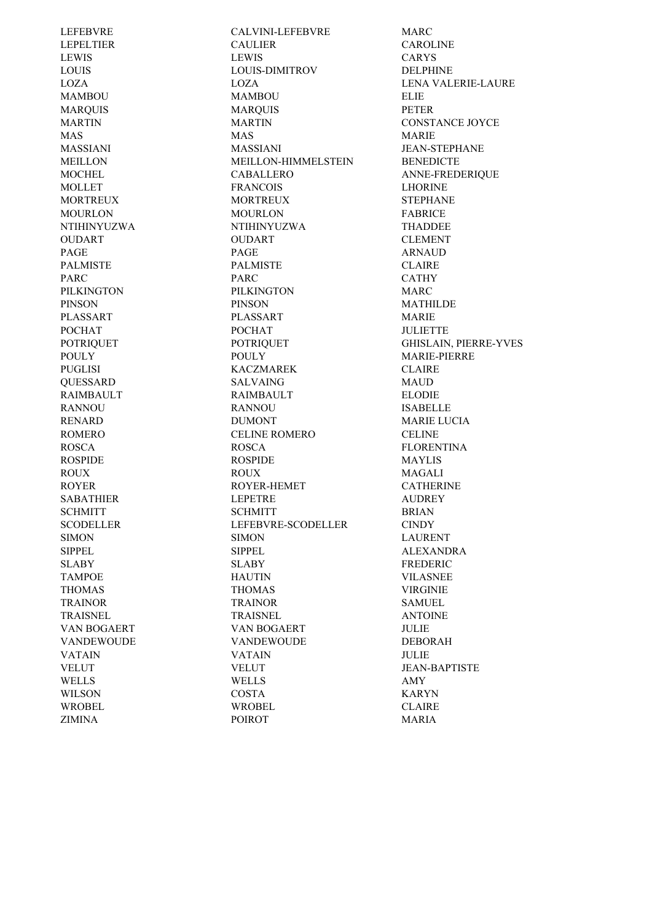| | | |
|---|---|---|
| LEFEBVRE | CALVINI-LEFEBVRE | MARC |
| LEPELTIER | CAULIER | CAROLINE |
| LEWIS | LEWIS | CARYS |
| LOUIS | LOUIS-DIMITROV | DELPHINE |
| LOZA | LOZA | LENA VALERIE-LAURE |
| MAMBOU | MAMBOU | ELIE |
| MARQUIS | MARQUIS | PETER |
| MARTIN | MARTIN | CONSTANCE JOYCE |
| MAS | MAS | MARIE |
| MASSIANI | MASSIANI | JEAN-STEPHANE |
| MEILLON | MEILLON-HIMMELSTEIN | BENEDICTE |
| MOCHEL | CABALLERO | ANNE-FREDERIQUE |
| MOLLET | FRANCOIS | LHORINE |
| MORTREUX | MORTREUX | STEPHANE |
| MOURLON | MOURLON | FABRICE |
| NTIHINYUZWA | NTIHINYUZWA | THADDEE |
| OUDART | OUDART | CLEMENT |
| PAGE | PAGE | ARNAUD |
| PALMISTE | PALMISTE | CLAIRE |
| PARC | PARC | CATHY |
| PILKINGTON | PILKINGTON | MARC |
| PINSON | PINSON | MATHILDE |
| PLASSART | PLASSART | MARIE |
| POCHAT | POCHAT | JULIETTE |
| POTRIQUET | POTRIQUET | GHISLAIN, PIERRE-YVES |
| POULY | POULY | MARIE-PIERRE |
| PUGLISI | KACZMAREK | CLAIRE |
| QUESSARD | SALVAING | MAUD |
| RAIMBAULT | RAIMBAULT | ELODIE |
| RANNOU | RANNOU | ISABELLE |
| RENARD | DUMONT | MARIE LUCIA |
| ROMERO | CELINE ROMERO | CELINE |
| ROSCA | ROSCA | FLORENTINA |
| ROSPIDE | ROSPIDE | MAYLIS |
| ROUX | ROUX | MAGALI |
| ROYER | ROYER-HEMET | CATHERINE |
| SABATHIER | LEPETRE | AUDREY |
| SCHMITT | SCHMITT | BRIAN |
| SCODELLER | LEFEBVRE-SCODELLER | CINDY |
| SIMON | SIMON | LAURENT |
| SIPPEL | SIPPEL | ALEXANDRA |
| SLABY | SLABY | FREDERIC |
| TAMPOE | HAUTIN | VILASNEE |
| THOMAS | THOMAS | VIRGINIE |
| TRAINOR | TRAINOR | SAMUEL |
| TRAISNEL | TRAISNEL | ANTOINE |
| VAN BOGAERT | VAN BOGAERT | JULIE |
| VANDEWOUDE | VANDEWOUDE | DEBORAH |
| VATAIN | VATAIN | JULIE |
| VELUT | VELUT | JEAN-BAPTISTE |
| WELLS | WELLS | AMY |
| WILSON | COSTA | KARYN |
| WROBEL | WROBEL | CLAIRE |
| ZIMINA | POIROT | MARIA |